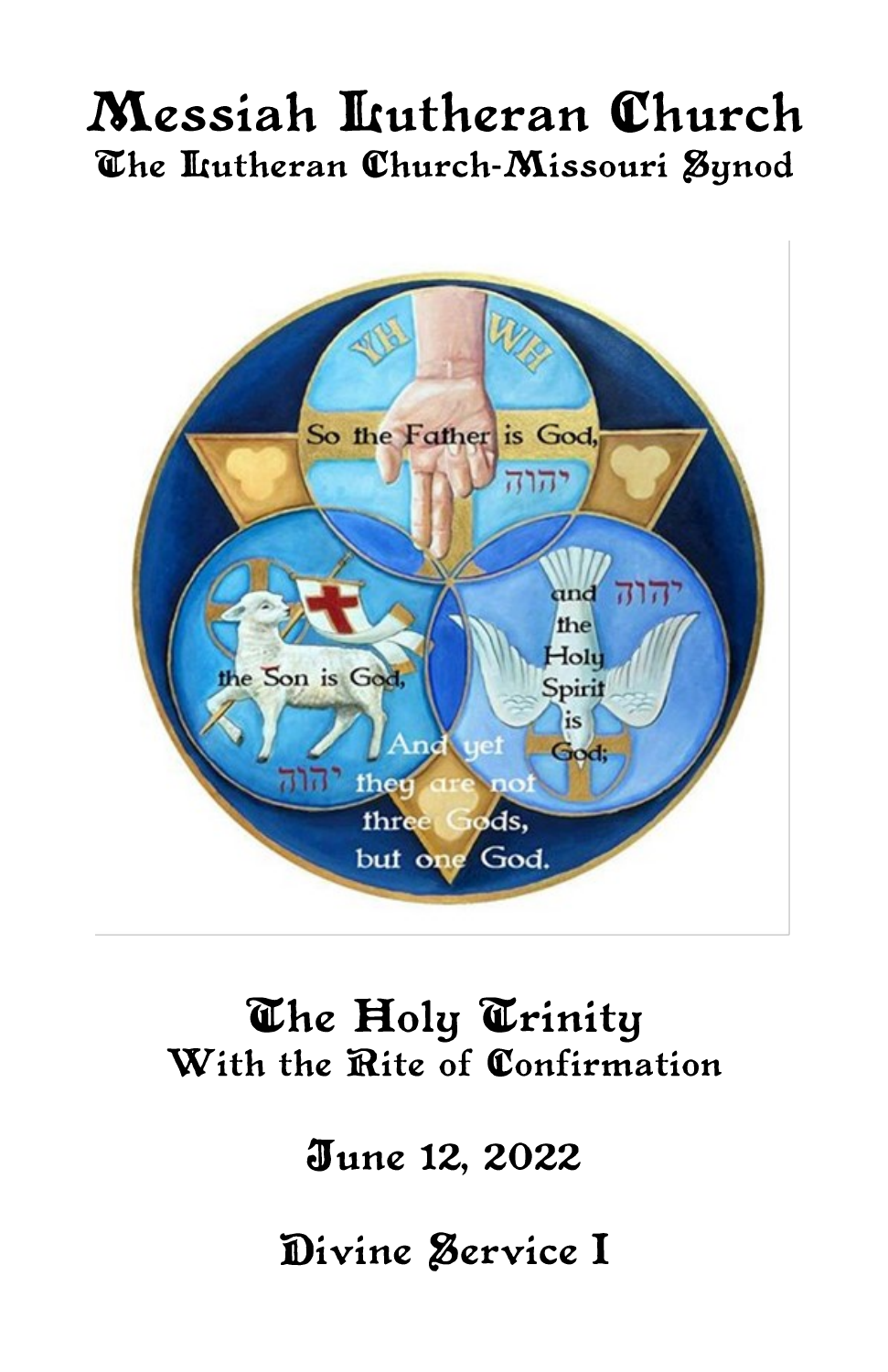# Messiah Lutheran Church

## The Lutheran Church-Missouri Synod

## The Holy Trinity

### With the Rite of Confirmation

### June 12, 2022

### Divine Service I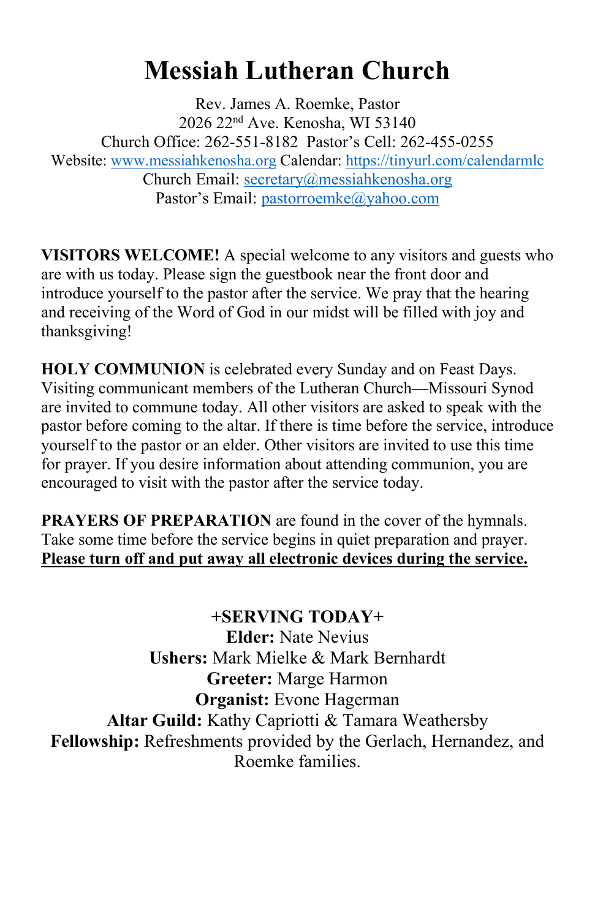# Messiah Lutheran Church

Rev. James A. Roemke, Pastor
2026 22nd Ave. Kenosha, WI 53140
Church Office: 262-551-8182 Pastor's Cell: 262-455-0255
Website: www.messiahkenosha.org Calendar: https://tinyurl.com/calendarmlc
Church Email: secretary@messiahkenosha.org
Pastor's Email: pastorroemke@yahoo.com

**VISITORS WELCOME!** A special welcome to any visitors and guests who are with us today. Please sign the guestbook near the front door and introduce yourself to the pastor after the service. We pray that the hearing and receiving of the Word of God in our midst will be filled with joy and thanksgiving!

**HOLY COMMUNION** is celebrated every Sunday and on Feast Days. Visiting communicant members of the Lutheran Church—Missouri Synod are invited to commune today. All other visitors are asked to speak with the pastor before coming to the altar. If there is time before the service, introduce yourself to the pastor or an elder. Other visitors are invited to use this time for prayer. If you desire information about attending communion, you are encouraged to visit with the pastor after the service today.

**PRAYERS OF PREPARATION** are found in the cover of the hymnals. Take some time before the service begins in quiet preparation and prayer. **Please turn off and put away all electronic devices during the service.**

**+SERVING TODAY+**

**Elder:** Nate Nevius
**Ushers:** Mark Mielke & Mark Bernhardt
**Greeter:** Marge Harmon
**Organist:** Evone Hagerman
**Altar Guild:** Kathy Capriotti & Tamara Weathersby
**Fellowship:** Refreshments provided by the Gerlach, Hernandez, and Roemke families.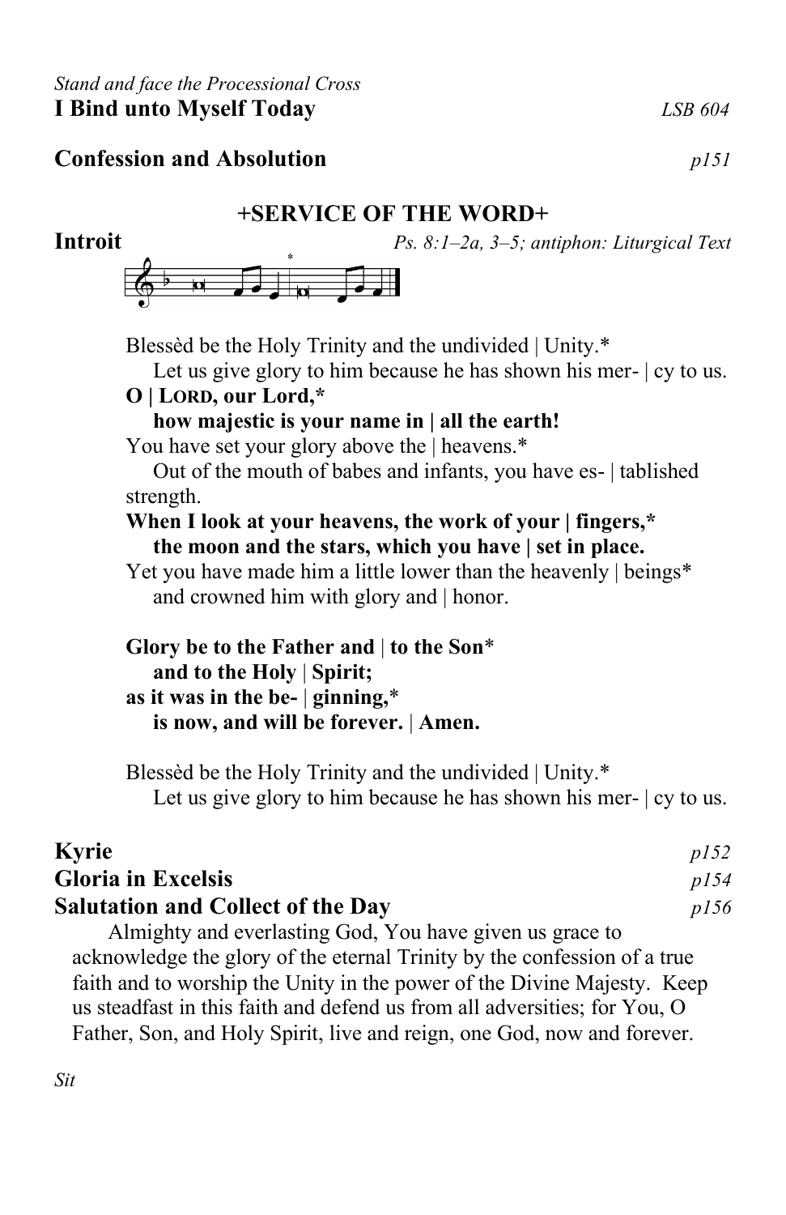*Stand and face the Processional Cross*

**I Bind unto Myself Today** *LSB 604*

**Confession and Absolution** *p151*

## +SERVICE OF THE WORD+

**Introit** *Ps. 8:1–2a, 3–5; antiphon: Liturgical Text*

Blessèd be the Holy Trinity and the undivided | Unity.*
Let us give glory to him because he has shown his mer- | cy to us.

**O | LORD, our Lord,***
**how majestic is your name in | all the earth!**

You have set your glory above the | heavens.*
Out of the mouth of babes and infants, you have es- | tablished strength.

**When I look at your heavens, the work of your | fingers,***
**the moon and the stars, which you have | set in place.**

Yet you have made him a little lower than the heavenly | beings*
and crowned him with glory and | honor.

**Glory be to the Father and | to the Son***
**and to the Holy | Spirit;**
**as it was in the be- | ginning,***
**is now, and will be forever. | Amen.**

Blessèd be the Holy Trinity and the undivided | Unity.*
Let us give glory to him because he has shown his mer- | cy to us.

**Kyrie** *p152*

**Gloria in Excelsis** *p154*

**Salutation and Collect of the Day** *p156*

Almighty and everlasting God, You have given us grace to acknowledge the glory of the eternal Trinity by the confession of a true faith and to worship the Unity in the power of the Divine Majesty. Keep us steadfast in this faith and defend us from all adversities; for You, O Father, Son, and Holy Spirit, live and reign, one God, now and forever.

*Sit*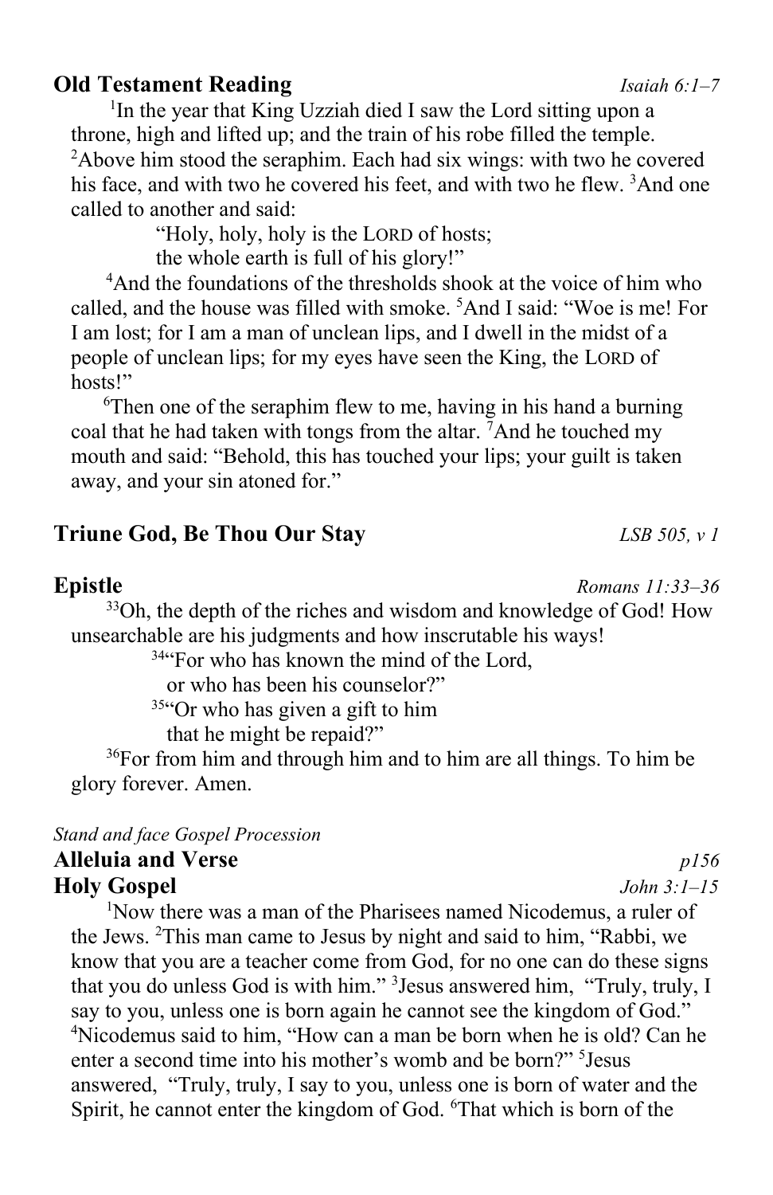**Old Testament Reading** *Isaiah 6:1–7*

[1]In the year that King Uzziah died I saw the Lord sitting upon a throne, high and lifted up; and the train of his robe filled the temple. [2]Above him stood the seraphim. Each had six wings: with two he covered his face, and with two he covered his feet, and with two he flew. [3]And one called to another and said:

> "Holy, holy, holy is the LORD of hosts;
> the whole earth is full of his glory!"

[4]And the foundations of the thresholds shook at the voice of him who called, and the house was filled with smoke. [5]And I said: "Woe is me! For I am lost; for I am a man of unclean lips, and I dwell in the midst of a people of unclean lips; for my eyes have seen the King, the LORD of hosts!"

[6]Then one of the seraphim flew to me, having in his hand a burning coal that he had taken with tongs from the altar. [7]And he touched my mouth and said: "Behold, this has touched your lips; your guilt is taken away, and your sin atoned for."

**Triune God, Be Thou Our Stay** *LSB 505, v 1*

**Epistle** *Romans 11:33–36*

[33]Oh, the depth of the riches and wisdom and knowledge of God! How unsearchable are his judgments and how inscrutable his ways!

> [34]"For who has known the mind of the Lord,
> or who has been his counselor?"
> [35]"Or who has given a gift to him
> that he might be repaid?"

[36]For from him and through him and to him are all things. To him be glory forever. Amen.

*Stand and face Gospel Procession*

**Alleluia and Verse** *p156*

**Holy Gospel** *John 3:1–15*

[1]Now there was a man of the Pharisees named Nicodemus, a ruler of the Jews. [2]This man came to Jesus by night and said to him, "Rabbi, we know that you are a teacher come from God, for no one can do these signs that you do unless God is with him." [3]Jesus answered him, "Truly, truly, I say to you, unless one is born again he cannot see the kingdom of God." [4]Nicodemus said to him, "How can a man be born when he is old? Can he enter a second time into his mother's womb and be born?" [5]Jesus answered, "Truly, truly, I say to you, unless one is born of water and the Spirit, he cannot enter the kingdom of God. [6]That which is born of the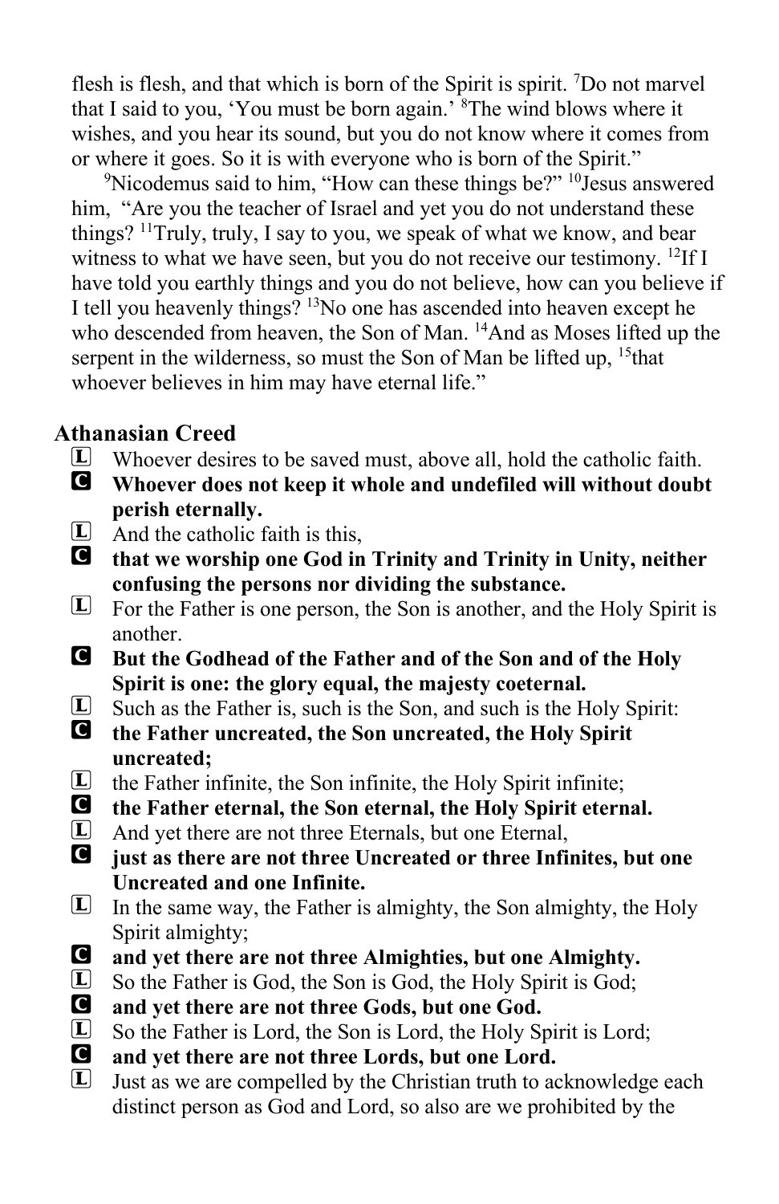flesh is flesh, and that which is born of the Spirit is spirit. [7]Do not marvel that I said to you, 'You must be born again.' [8]The wind blows where it wishes, and you hear its sound, but you do not know where it comes from or where it goes. So it is with everyone who is born of the Spirit."

[9]Nicodemus said to him, "How can these things be?" [10]Jesus answered him, "Are you the teacher of Israel and yet you do not understand these things? [11]Truly, truly, I say to you, we speak of what we know, and bear witness to what we have seen, but you do not receive our testimony. [12]If I have told you earthly things and you do not believe, how can you believe if I tell you heavenly things? [13]No one has ascended into heaven except he who descended from heaven, the Son of Man. [14]And as Moses lifted up the serpent in the wilderness, so must the Son of Man be lifted up, [15]that whoever believes in him may have eternal life."

## Athanasian Creed

L Whoever desires to be saved must, above all, hold the catholic faith.

C **Whoever does not keep it whole and undefiled will without doubt perish eternally.**

L And the catholic faith is this,

C **that we worship one God in Trinity and Trinity in Unity, neither confusing the persons nor dividing the substance.**

L For the Father is one person, the Son is another, and the Holy Spirit is another.

C **But the Godhead of the Father and of the Son and of the Holy Spirit is one: the glory equal, the majesty coeternal.**

L Such as the Father is, such is the Son, and such is the Holy Spirit:

C **the Father uncreated, the Son uncreated, the Holy Spirit uncreated;**

L the Father infinite, the Son infinite, the Holy Spirit infinite;

C **the Father eternal, the Son eternal, the Holy Spirit eternal.**

L And yet there are not three Eternals, but one Eternal,

C **just as there are not three Uncreated or three Infinites, but one Uncreated and one Infinite.**

L In the same way, the Father is almighty, the Son almighty, the Holy Spirit almighty;

C **and yet there are not three Almighties, but one Almighty.**

L So the Father is God, the Son is God, the Holy Spirit is God;

C **and yet there are not three Gods, but one God.**

L So the Father is Lord, the Son is Lord, the Holy Spirit is Lord;

C **and yet there are not three Lords, but one Lord.**

L Just as we are compelled by the Christian truth to acknowledge each distinct person as God and Lord, so also are we prohibited by the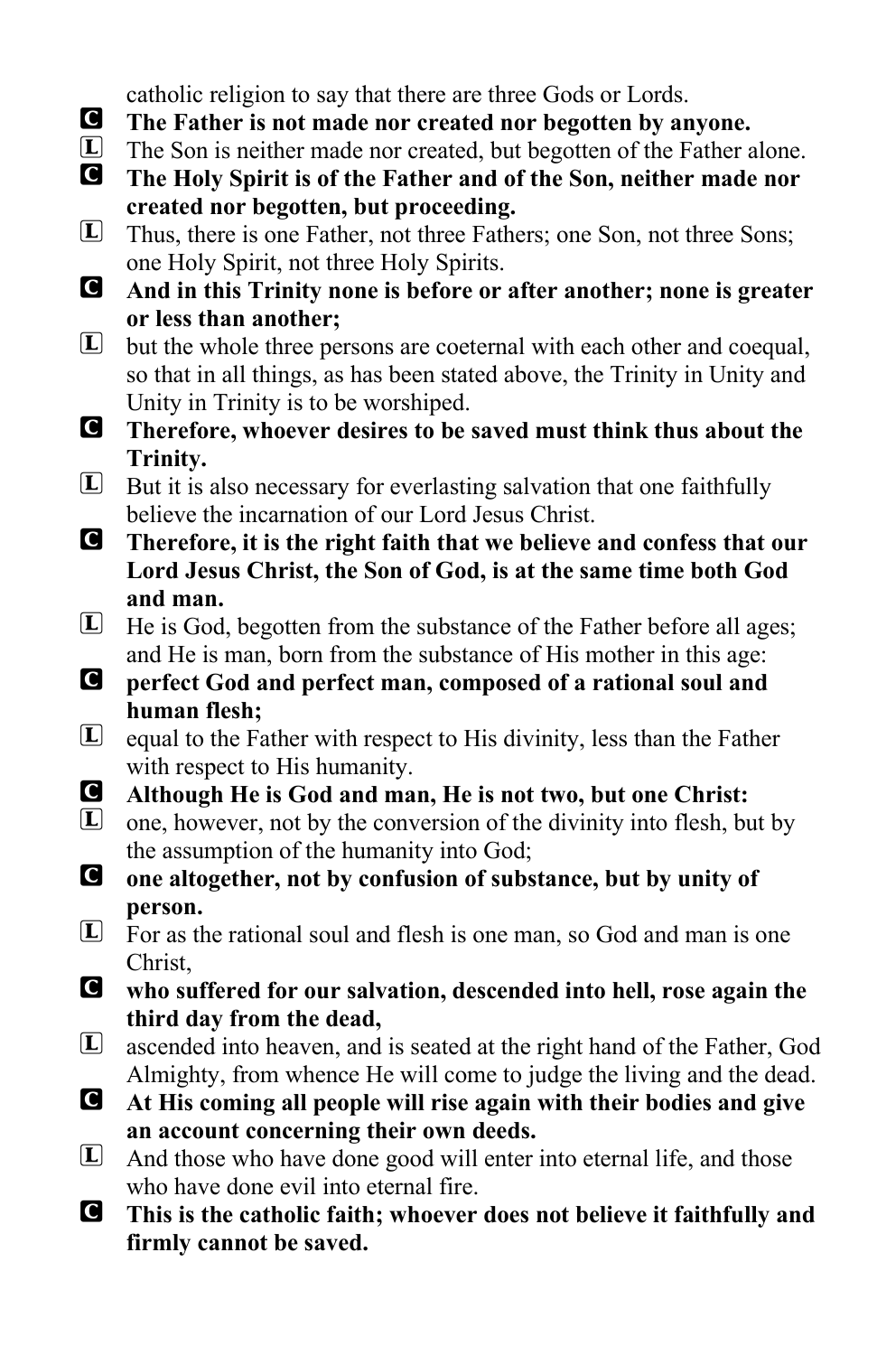catholic religion to say that there are three Gods or Lords.

**C** **The Father is not made nor created nor begotten by anyone.**

**L** The Son is neither made nor created, but begotten of the Father alone.

**C** **The Holy Spirit is of the Father and of the Son, neither made nor created nor begotten, but proceeding.**

**L** Thus, there is one Father, not three Fathers; one Son, not three Sons; one Holy Spirit, not three Holy Spirits.

**C** **And in this Trinity none is before or after another; none is greater or less than another;**

**L** but the whole three persons are coeternal with each other and coequal, so that in all things, as has been stated above, the Trinity in Unity and Unity in Trinity is to be worshiped.

**C** **Therefore, whoever desires to be saved must think thus about the Trinity.**

**L** But it is also necessary for everlasting salvation that one faithfully believe the incarnation of our Lord Jesus Christ.

**C** **Therefore, it is the right faith that we believe and confess that our Lord Jesus Christ, the Son of God, is at the same time both God and man.**

**L** He is God, begotten from the substance of the Father before all ages; and He is man, born from the substance of His mother in this age:

**C** **perfect God and perfect man, composed of a rational soul and human flesh;**

**L** equal to the Father with respect to His divinity, less than the Father with respect to His humanity.

**C** **Although He is God and man, He is not two, but one Christ:**

**L** one, however, not by the conversion of the divinity into flesh, but by the assumption of the humanity into God;

**C** **one altogether, not by confusion of substance, but by unity of person.**

**L** For as the rational soul and flesh is one man, so God and man is one Christ,

**C** **who suffered for our salvation, descended into hell, rose again the third day from the dead,**

**L** ascended into heaven, and is seated at the right hand of the Father, God Almighty, from whence He will come to judge the living and the dead.

**C** **At His coming all people will rise again with their bodies and give an account concerning their own deeds.**

**L** And those who have done good will enter into eternal life, and those who have done evil into eternal fire.

**C** **This is the catholic faith; whoever does not believe it faithfully and firmly cannot be saved.**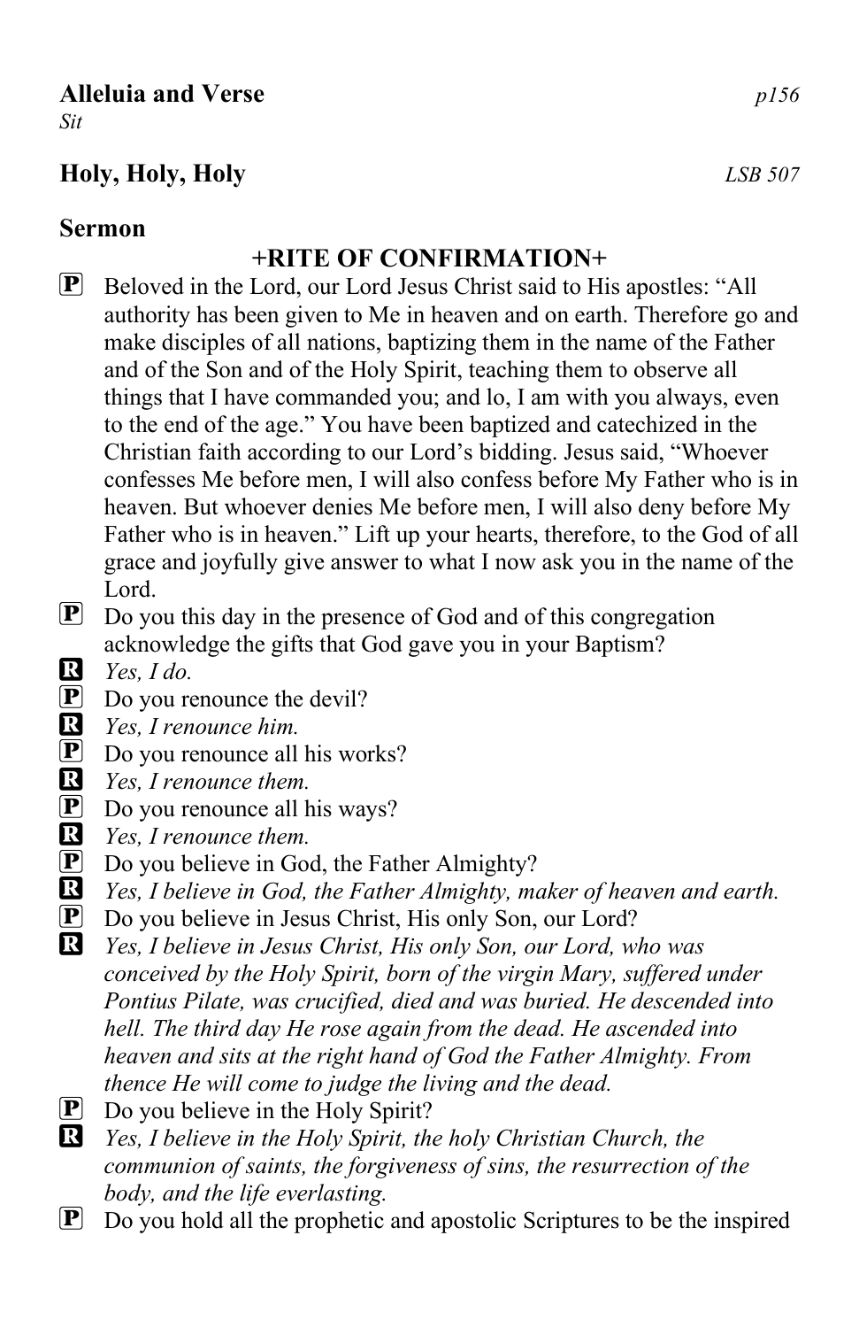**Alleluia and Verse** *p156*

*Sit*

**Holy, Holy, Holy** *LSB 507*

**Sermon**

**+RITE OF CONFIRMATION+**

P Beloved in the Lord, our Lord Jesus Christ said to His apostles: "All authority has been given to Me in heaven and on earth. Therefore go and make disciples of all nations, baptizing them in the name of the Father and of the Son and of the Holy Spirit, teaching them to observe all things that I have commanded you; and lo, I am with you always, even to the end of the age." You have been baptized and catechized in the Christian faith according to our Lord's bidding. Jesus said, "Whoever confesses Me before men, I will also confess before My Father who is in heaven. But whoever denies Me before men, I will also deny before My Father who is in heaven." Lift up your hearts, therefore, to the God of all grace and joyfully give answer to what I now ask you in the name of the Lord.

P Do you this day in the presence of God and of this congregation acknowledge the gifts that God gave you in your Baptism?

R *Yes, I do.*

P Do you renounce the devil?

R *Yes, I renounce him.*

P Do you renounce all his works?

R *Yes, I renounce them.*

P Do you renounce all his ways?

R *Yes, I renounce them.*

P Do you believe in God, the Father Almighty?

R *Yes, I believe in God, the Father Almighty, maker of heaven and earth.*

P Do you believe in Jesus Christ, His only Son, our Lord?

R *Yes, I believe in Jesus Christ, His only Son, our Lord, who was conceived by the Holy Spirit, born of the virgin Mary, suffered under Pontius Pilate, was crucified, died and was buried. He descended into hell. The third day He rose again from the dead. He ascended into heaven and sits at the right hand of God the Father Almighty. From thence He will come to judge the living and the dead.*

P Do you believe in the Holy Spirit?

R *Yes, I believe in the Holy Spirit, the holy Christian Church, the communion of saints, the forgiveness of sins, the resurrection of the body, and the life everlasting.*

P Do you hold all the prophetic and apostolic Scriptures to be the inspired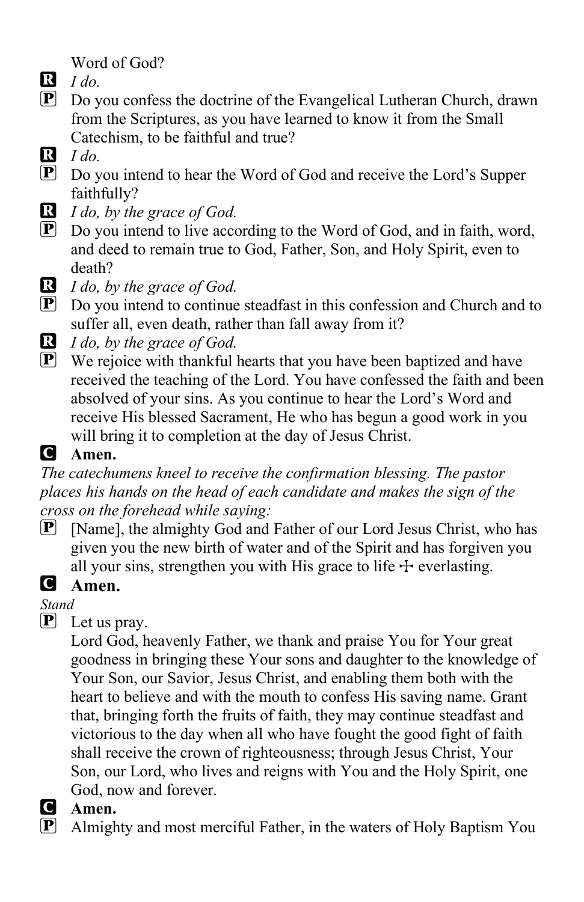Word of God?

R *I do.*

P Do you confess the doctrine of the Evangelical Lutheran Church, drawn from the Scriptures, as you have learned to know it from the Small Catechism, to be faithful and true?

R *I do.*

P Do you intend to hear the Word of God and receive the Lord's Supper faithfully?

R *I do, by the grace of God.*

P Do you intend to live according to the Word of God, and in faith, word, and deed to remain true to God, Father, Son, and Holy Spirit, even to death?

R *I do, by the grace of God.*

P Do you intend to continue steadfast in this confession and Church and to suffer all, even death, rather than fall away from it?

R *I do, by the grace of God.*

P We rejoice with thankful hearts that you have been baptized and have received the teaching of the Lord. You have confessed the faith and been absolved of your sins. As you continue to hear the Lord's Word and receive His blessed Sacrament, He who has begun a good work in you will bring it to completion at the day of Jesus Christ.

C **Amen.**

*The catechumens kneel to receive the confirmation blessing. The pastor places his hands on the head of each candidate and makes the sign of the cross on the forehead while saying:*

P [Name], the almighty God and Father of our Lord Jesus Christ, who has given you the new birth of water and of the Spirit and has forgiven you all your sins, strengthen you with His grace to life ☩ everlasting.

C **Amen.**

*Stand*

P Let us pray.

Lord God, heavenly Father, we thank and praise You for Your great goodness in bringing these Your sons and daughter to the knowledge of Your Son, our Savior, Jesus Christ, and enabling them both with the heart to believe and with the mouth to confess His saving name. Grant that, bringing forth the fruits of faith, they may continue steadfast and victorious to the day when all who have fought the good fight of faith shall receive the crown of righteousness; through Jesus Christ, Your Son, our Lord, who lives and reigns with You and the Holy Spirit, one God, now and forever.

C **Amen.**

P Almighty and most merciful Father, in the waters of Holy Baptism You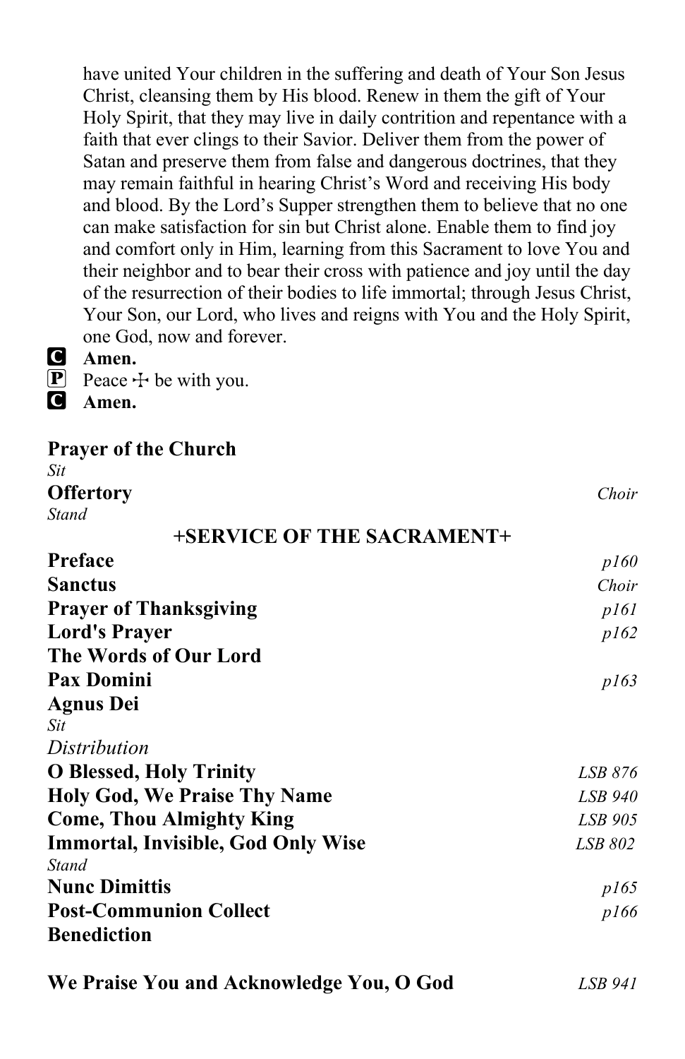have united Your children in the suffering and death of Your Son Jesus Christ, cleansing them by His blood. Renew in them the gift of Your Holy Spirit, that they may live in daily contrition and repentance with a faith that ever clings to their Savior. Deliver them from the power of Satan and preserve them from false and dangerous doctrines, that they may remain faithful in hearing Christ's Word and receiving His body and blood. By the Lord's Supper strengthen them to believe that no one can make satisfaction for sin but Christ alone. Enable them to find joy and comfort only in Him, learning from this Sacrament to love You and their neighbor and to bear their cross with patience and joy until the day of the resurrection of their bodies to life immortal; through Jesus Christ, Your Son, our Lord, who lives and reigns with You and the Holy Spirit, one God, now and forever.

**C** **Amen.**

**P** Peace ☩ be with you.

**C** **Amen.**

**Prayer of the Church**

*Sit*

**Offertory** *Choir*

*Stand*

**+SERVICE OF THE SACRAMENT+**

**Preface** *p160*

**Sanctus** *Choir*

**Prayer of Thanksgiving** *p161*

**Lord's Prayer** *p162*

**The Words of Our Lord**

**Pax Domini** *p163*

**Agnus Dei**

*Sit*

*Distribution*

**O Blessed, Holy Trinity** *LSB 876*

**Holy God, We Praise Thy Name** *LSB 940*

**Come, Thou Almighty King** *LSB 905*

**Immortal, Invisible, God Only Wise** *LSB 802*

*Stand*

**Nunc Dimittis** *p165*

**Post-Communion Collect** *p166*

**Benediction**

**We Praise You and Acknowledge You, O God** *LSB 941*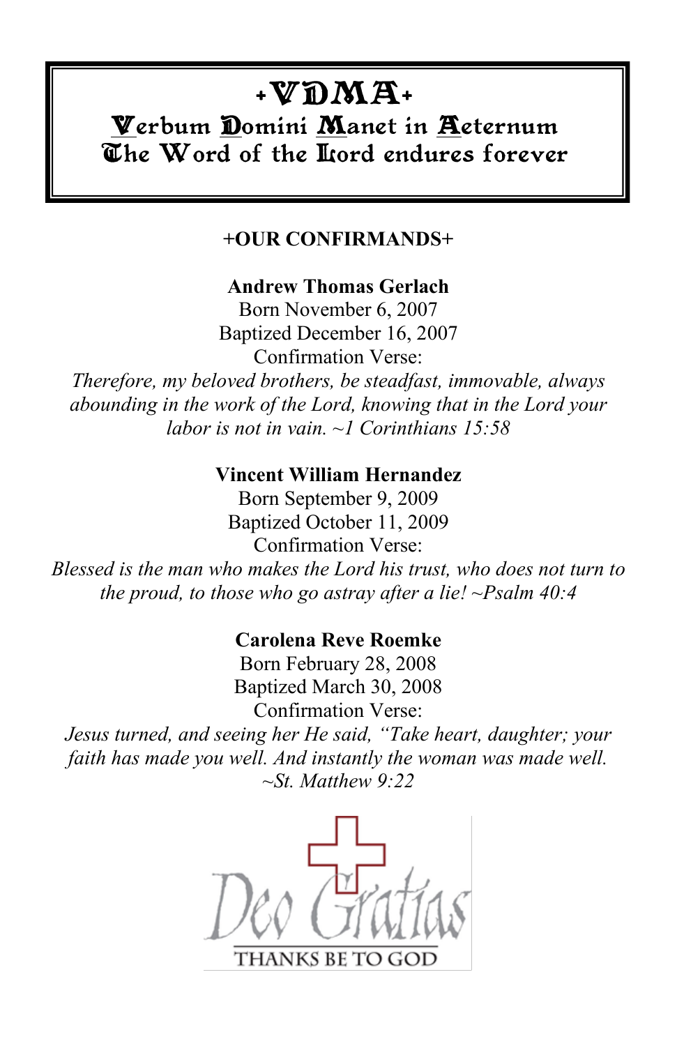# +VDMA+

## Verbum Domini Manet in Aeternum
## The Word of the Lord endures forever

**+OUR CONFIRMANDS+**

**Andrew Thomas Gerlach**
Born November 6, 2007
Baptized December 16, 2007
Confirmation Verse:
*Therefore, my beloved brothers, be steadfast, immovable, always abounding in the work of the Lord, knowing that in the Lord your labor is not in vain. ~1 Corinthians 15:58*

**Vincent William Hernandez**
Born September 9, 2009
Baptized October 11, 2009
Confirmation Verse:
*Blessed is the man who makes the Lord his trust, who does not turn to the proud, to those who go astray after a lie! ~Psalm 40:4*

**Carolena Reve Roemke**
Born February 28, 2008
Baptized March 30, 2008
Confirmation Verse:
*Jesus turned, and seeing her He said, "Take heart, daughter; your faith has made you well. And instantly the woman was made well. ~St. Matthew 9:22*

Deo Gratias
THANKS BE TO GOD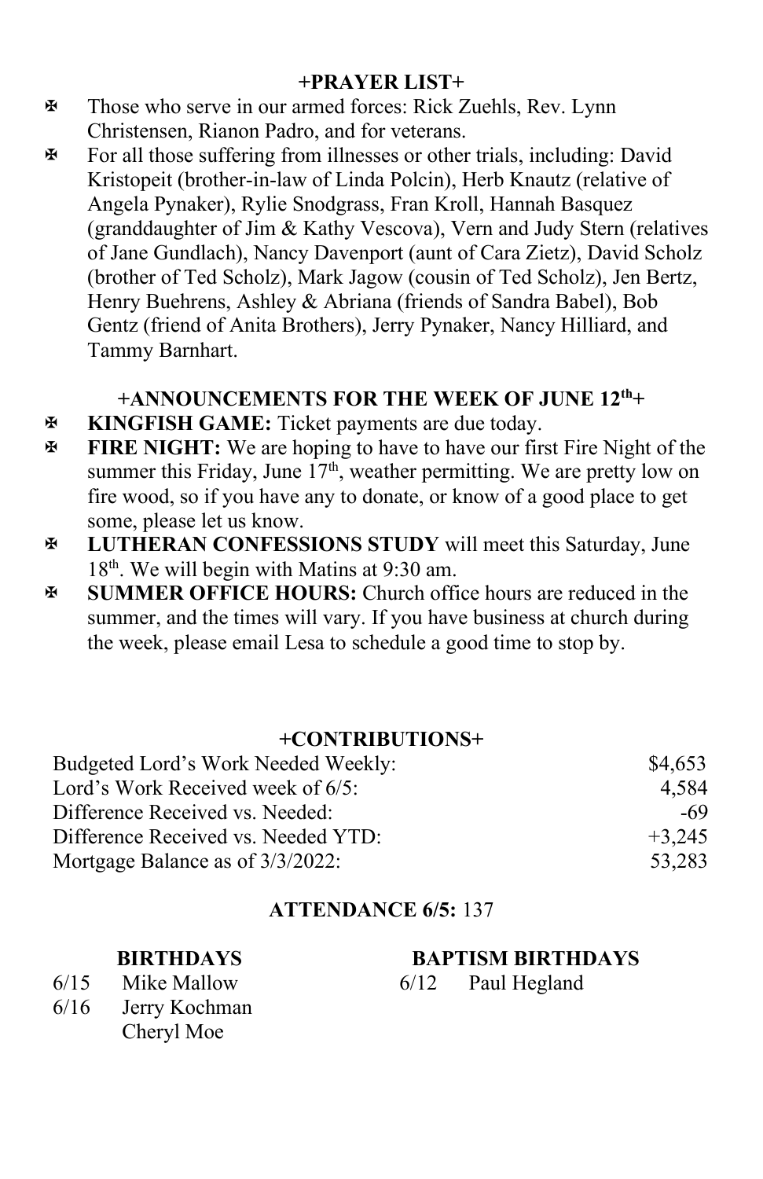## +PRAYER LIST+

- ✠ Those who serve in our armed forces: Rick Zuehls, Rev. Lynn Christensen, Rianon Padro, and for veterans.
- ✠ For all those suffering from illnesses or other trials, including: David Kristopeit (brother-in-law of Linda Polcin), Herb Knautz (relative of Angela Pynaker), Rylie Snodgrass, Fran Kroll, Hannah Basquez (granddaughter of Jim & Kathy Vescova), Vern and Judy Stern (relatives of Jane Gundlach), Nancy Davenport (aunt of Cara Zietz), David Scholz (brother of Ted Scholz), Mark Jagow (cousin of Ted Scholz), Jen Bertz, Henry Buehrens, Ashley & Abriana (friends of Sandra Babel), Bob Gentz (friend of Anita Brothers), Jerry Pynaker, Nancy Hilliard, and Tammy Barnhart.

## +ANNOUNCEMENTS FOR THE WEEK OF JUNE 12th+

- ✠ **KINGFISH GAME:** Ticket payments are due today.
- ✠ **FIRE NIGHT:** We are hoping to have to have our first Fire Night of the summer this Friday, June 17th, weather permitting. We are pretty low on fire wood, so if you have any to donate, or know of a good place to get some, please let us know.
- ✠ **LUTHERAN CONFESSIONS STUDY** will meet this Saturday, June 18th. We will begin with Matins at 9:30 am.
- ✠ **SUMMER OFFICE HOURS:** Church office hours are reduced in the summer, and the times will vary. If you have business at church during the week, please email Lesa to schedule a good time to stop by.

## +CONTRIBUTIONS+

| | |
|---|---:|
| Budgeted Lord's Work Needed Weekly: | $4,653 |
| Lord's Work Received week of 6/5: | 4,584 |
| Difference Received vs. Needed: | -69 |
| Difference Received vs. Needed YTD: | +3,245 |
| Mortgage Balance as of 3/3/2022: | 53,283 |

**ATTENDANCE 6/5:** 137

**BIRTHDAYS**

6/15 Mike Mallow
6/16 Jerry Kochman
Cheryl Moe

**BAPTISM BIRTHDAYS**

6/12 Paul Hegland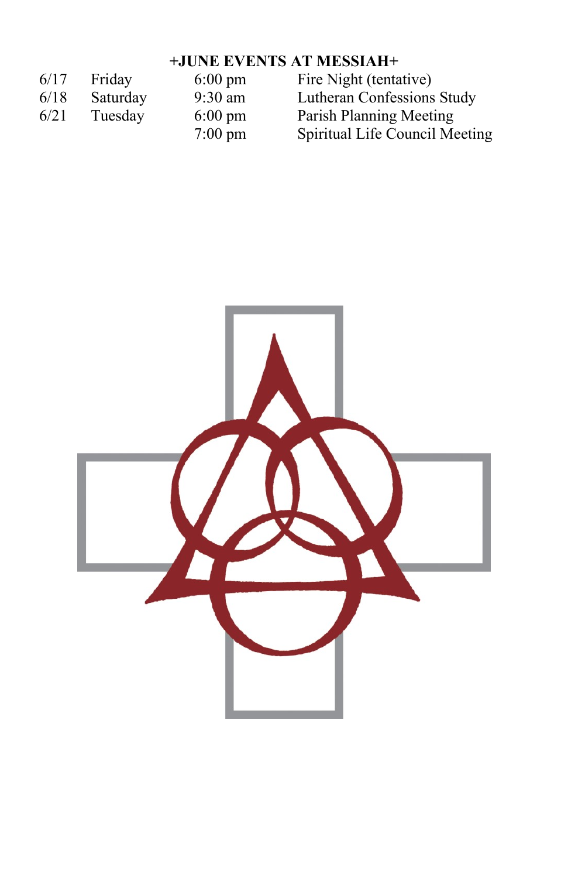**+JUNE EVENTS AT MESSIAH+**

| | | | |
|---|---|---|---|
| 6/17 | Friday | 6:00 pm | Fire Night (tentative) |
| 6/18 | Saturday | 9:30 am | Lutheran Confessions Study |
| 6/21 | Tuesday | 6:00 pm | Parish Planning Meeting |
| | | 7:00 pm | Spiritual Life Council Meeting |